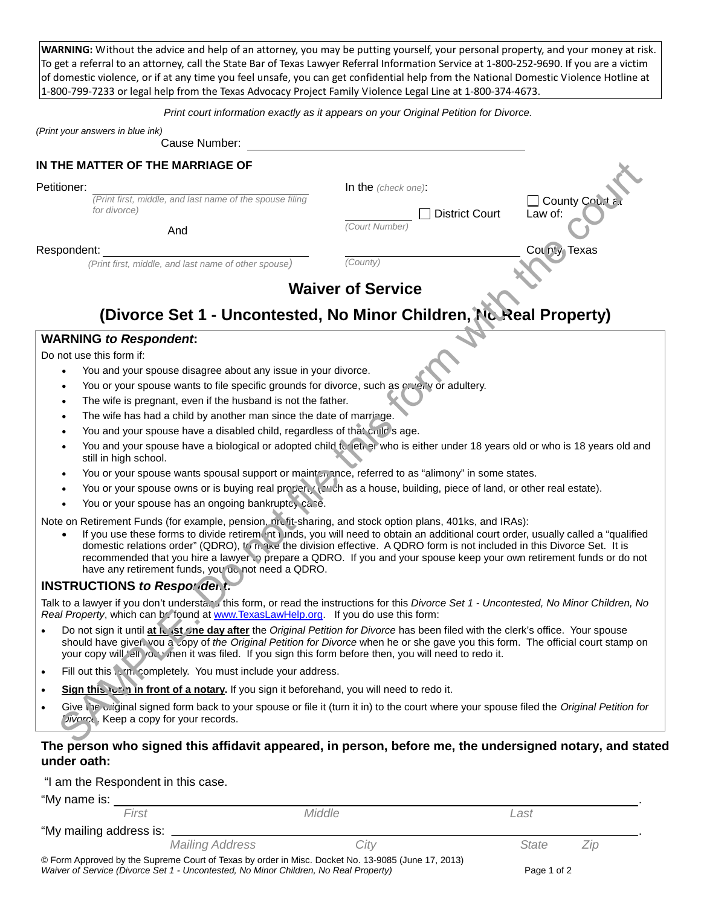**WARNING:** Without the advice and help of an attorney, you may be putting yourself, your personal property, and your money at risk. To get a referral to an attorney, call the State Bar of Texas Lawyer Referral Information Service at 1-800-252-9690. If you are a victim of domestic violence, or if at any time you feel unsafe, you can get confidential help from the National Domestic Violence Hotline at 1-800-799-7233 or legal help from the Texas Advocacy Project Family Violence Legal Line at 1-800-374-4673.

*Print court information exactly as it appears on your Original Petition for Divorce.*

*(Print your answers in blue ink)*

Cause Number: ____________________

**IN THE MATTER OF THE MARRIAGE OF**

Petitioner: ____________________
*(Print first, middle, and last name of the spouse filing for divorce)*

And

Respondent: ____________________
*(Print first, middle, and last name of other spouse)*

In the *(check one)*:

______ ☐ District Court ☐ County Court at Law of:
*(Court Number)*

____________________ County, Texas
*(County)*

# Waiver of Service

## (Divorce Set 1 - Uncontested, No Minor Children, No Real Property)

SAMPLE. Do not file this form with the court

### WARNING *to Respondent*:

Do not use this form if:

- You and your spouse disagree about any issue in your divorce.
- You or your spouse wants to file specific grounds for divorce, such as cruelty or adultery.
- The wife is pregnant, even if the husband is not the father.
- The wife has had a child by another man since the date of marriage.
- You and your spouse have a disabled child, regardless of that child's age.
- You and your spouse have a biological or adopted child together who is either under 18 years old or who is 18 years old and still in high school.
- You or your spouse wants spousal support or maintenance, referred to as "alimony" in some states.
- You or your spouse owns or is buying real property (such as a house, building, piece of land, or other real estate).
- You or your spouse has an ongoing bankruptcy case.

Note on Retirement Funds (for example, pension, profit-sharing, and stock option plans, 401ks, and IRAs):

- If you use these forms to divide retirement funds, you will need to obtain an additional court order, usually called a "qualified domestic relations order" (QDRO), to make the division effective. A QDRO form is not included in this Divorce Set. It is recommended that you hire a lawyer to prepare a QDRO. If you and your spouse keep your own retirement funds or do not have any retirement funds, you do not need a QDRO.

### INSTRUCTIONS *to Respondent*:

Talk to a lawyer if you don't understand this form, or read the instructions for this *Divorce Set 1 - Uncontested, No Minor Children, No Real Property*, which can be found at www.TexasLawHelp.org. If you do use this form:

- Do not sign it until **at least one day after** the *Original Petition for Divorce* has been filed with the clerk's office. Your spouse should have given you a copy of *the Original Petition for Divorce* when he or she gave you this form. The official court stamp on your copy will tell you when it was filed. If you sign this form before then, you will need to redo it.
- Fill out this form completely. You must include your address.
- **Sign this form in front of a notary.** If you sign it beforehand, you will need to redo it.
- Give the original signed form back to your spouse or file it (turn it in) to the court where your spouse filed the *Original Petition for Divorce*. Keep a copy for your records.

**The person who signed this affidavit appeared, in person, before me, the undersigned notary, and stated under oath:**

"I am the Respondent in this case.

"My name is: ____________________.
First Middle Last

"My mailing address is: ____________________.
Mailing Address City State Zip

© Form Approved by the Supreme Court of Texas by order in Misc. Docket No. 13-9085 (June 17, 2013)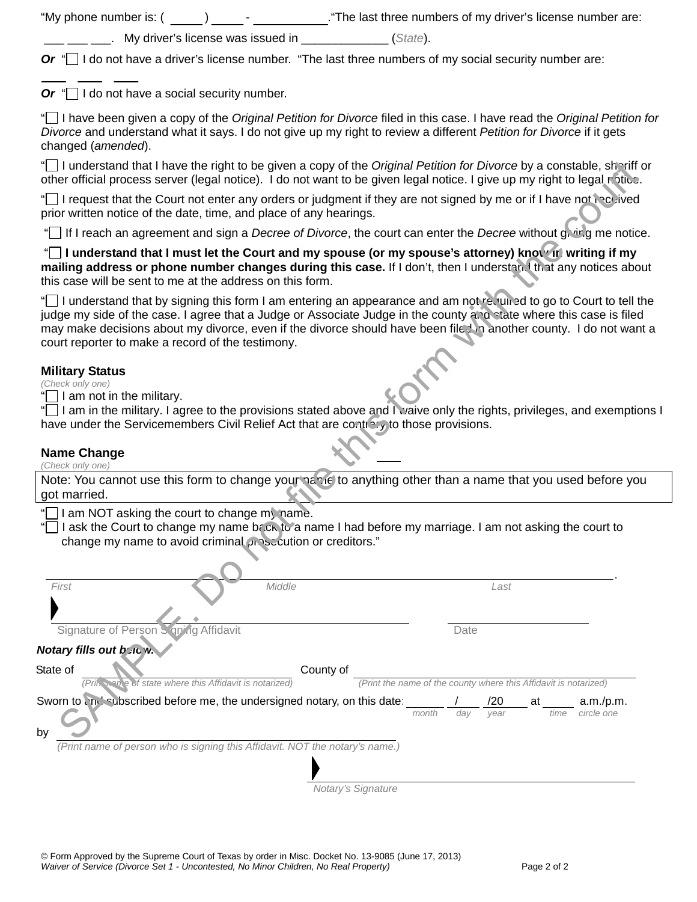"My phone number is: ( ____ ) ____ - __________."The last three numbers of my driver's license number are: ___ ___ ___. My driver's license was issued in _____________ (*State*).

***Or*** "☐ I do not have a driver's license number. "The last three numbers of my social security number are: ___ ___ ___

***Or*** "☐ I do not have a social security number.

"☐ I have been given a copy of the *Original Petition for Divorce* filed in this case. I have read the *Original Petition for Divorce* and understand what it says. I do not give up my right to review a different *Petition for Divorce* if it gets changed (*amended*).

"☐ I understand that I have the right to be given a copy of the *Original Petition for Divorce* by a constable, sheriff or other official process server (legal notice). I do not want to be given legal notice. I give up my right to legal notice.

"☐ I request that the Court not enter any orders or judgment if they are not signed by me or if I have not received prior written notice of the date, time, and place of any hearings.

"☐ If I reach an agreement and sign a *Decree of Divorce*, the court can enter the *Decree* without giving me notice.

"☐ **I understand that I must let the Court and my spouse (or my spouse's attorney) know in writing if my mailing address or phone number changes during this case.** If I don't, then I understand that any notices about this case will be sent to me at the address on this form.

"☐ I understand that by signing this form I am entering an appearance and am not required to go to Court to tell the judge my side of the case. I agree that a Judge or Associate Judge in the county and state where this case is filed may make decisions about my divorce, even if the divorce should have been filed in another county. I do not want a court reporter to make a record of the testimony.

**Military Status**
*(Check only one)*
"☐ I am not in the military.
"☐ I am in the military. I agree to the provisions stated above and I waive only the rights, privileges, and exemptions I have under the Servicemembers Civil Relief Act that are contrary to those provisions.

**Name Change**
*(Check only one)*

Note: You cannot use this form to change your name to anything other than a name that you used before you got married.

"☐ I am NOT asking the court to change my name.
"☐ I ask the Court to change my name back to a name I had before my marriage. I am not asking the court to change my name to avoid criminal prosecution or creditors."

________________________________________________________________________.
*First* *Middle* *Last*

________________________________________ ____________________
Signature of Person Signing Affidavit Date

***Notary fills out below.***

State of ____________________ County of ____________________
*(Print name of state where this Affidavit is notarized)* *(Print the name of the county where this Affidavit is notarized)*

Sworn to and subscribed before me, the undersigned notary, on this date: ____ / ____ /20____ at ____ a.m./p.m.
*month* *day* *year* *time* *circle one*

by ________________________________________
*(Print name of person who is signing this Affidavit. NOT the notary's name.)*

________________________________________
*Notary's Signature*

SAMPLE. Do not file this form with the court

© Form Approved by the Supreme Court of Texas by order in Misc. Docket No. 13-9085 (June 17, 2013)
*Waiver of Service (Divorce Set 1 - Uncontested, No Minor Children, No Real Property)*